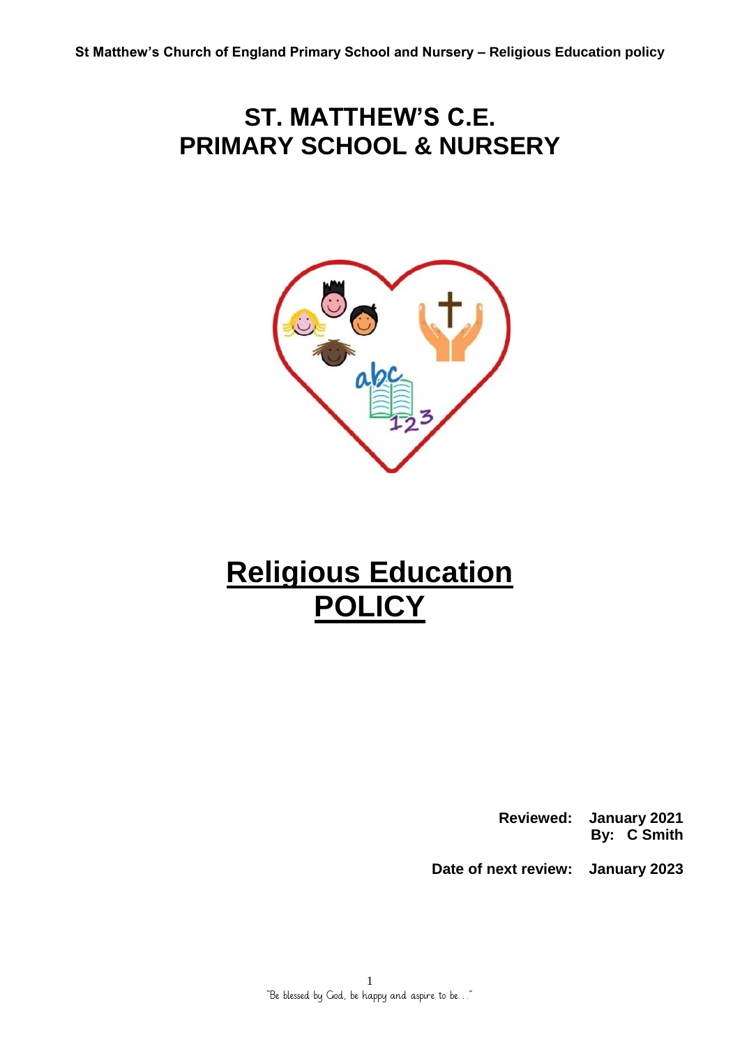# ST. MATTHEW'S C.E. PRIMARY SCHOOL & NURSERY

# Religious Education POLICY

**Reviewed: January 2021**
**By: C Smith**

**Date of next review: January 2023**

"Be blessed by God, be happy and aspire to be…"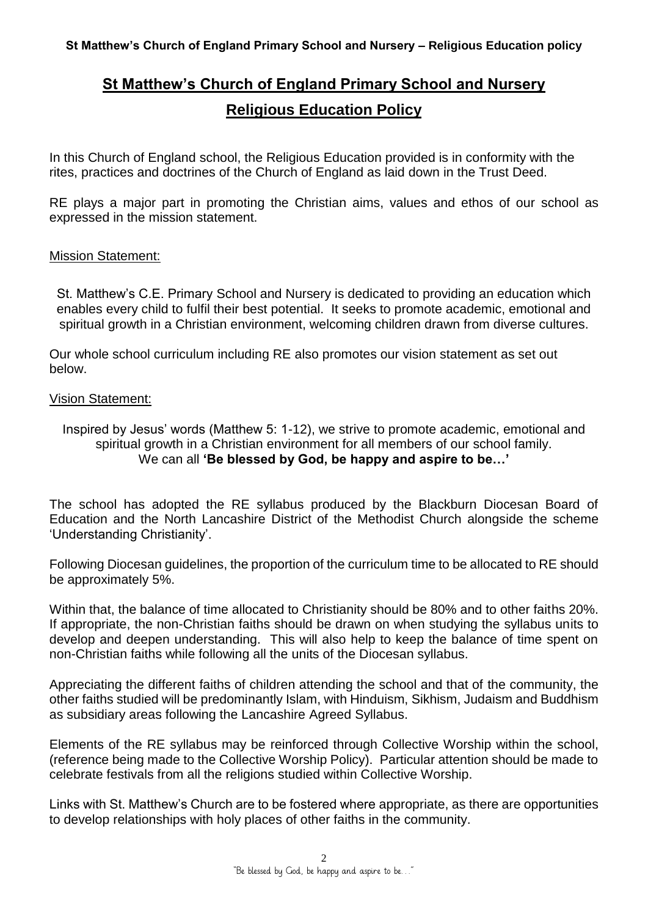# St Matthew's Church of England Primary School and Nursery

## Religious Education Policy

In this Church of England school, the Religious Education provided is in conformity with the rites, practices and doctrines of the Church of England as laid down in the Trust Deed.

RE plays a major part in promoting the Christian aims, values and ethos of our school as expressed in the mission statement.

Mission Statement:

St. Matthew's C.E. Primary School and Nursery is dedicated to providing an education which enables every child to fulfil their best potential. It seeks to promote academic, emotional and spiritual growth in a Christian environment, welcoming children drawn from diverse cultures.

Our whole school curriculum including RE also promotes our vision statement as set out below.

Vision Statement:

Inspired by Jesus' words (Matthew 5: 1-12), we strive to promote academic, emotional and spiritual growth in a Christian environment for all members of our school family.
We can all **'Be blessed by God, be happy and aspire to be…'**

The school has adopted the RE syllabus produced by the Blackburn Diocesan Board of Education and the North Lancashire District of the Methodist Church alongside the scheme 'Understanding Christianity'.

Following Diocesan guidelines, the proportion of the curriculum time to be allocated to RE should be approximately 5%.

Within that, the balance of time allocated to Christianity should be 80% and to other faiths 20%. If appropriate, the non-Christian faiths should be drawn on when studying the syllabus units to develop and deepen understanding. This will also help to keep the balance of time spent on non-Christian faiths while following all the units of the Diocesan syllabus.

Appreciating the different faiths of children attending the school and that of the community, the other faiths studied will be predominantly Islam, with Hinduism, Sikhism, Judaism and Buddhism as subsidiary areas following the Lancashire Agreed Syllabus.

Elements of the RE syllabus may be reinforced through Collective Worship within the school, (reference being made to the Collective Worship Policy). Particular attention should be made to celebrate festivals from all the religions studied within Collective Worship.

Links with St. Matthew's Church are to be fostered where appropriate, as there are opportunities to develop relationships with holy places of other faiths in the community.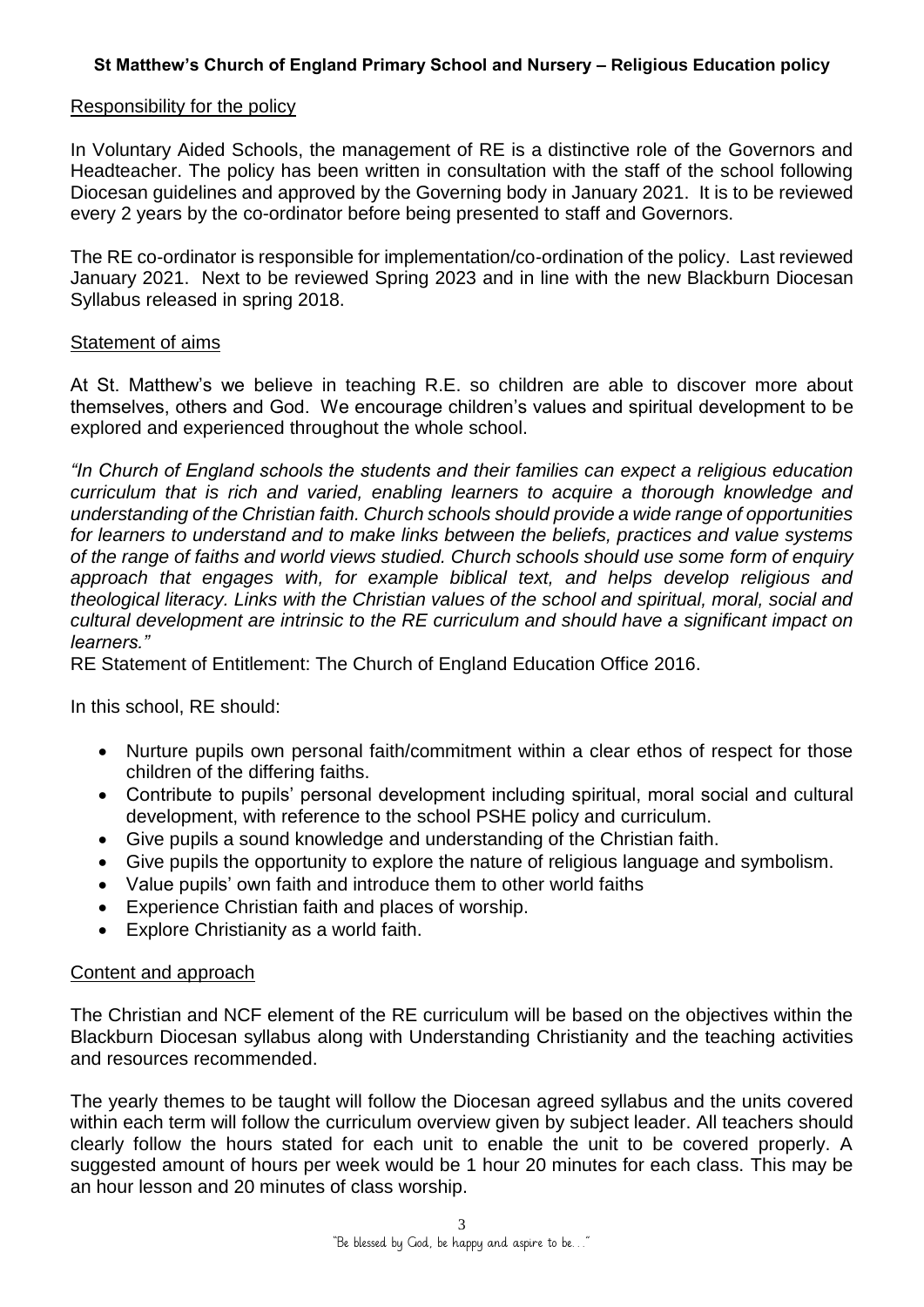# St Matthew's Church of England Primary School and Nursery – Religious Education policy

## Responsibility for the policy

In Voluntary Aided Schools, the management of RE is a distinctive role of the Governors and Headteacher. The policy has been written in consultation with the staff of the school following Diocesan guidelines and approved by the Governing body in January 2021. It is to be reviewed every 2 years by the co-ordinator before being presented to staff and Governors.

The RE co-ordinator is responsible for implementation/co-ordination of the policy. Last reviewed January 2021. Next to be reviewed Spring 2023 and in line with the new Blackburn Diocesan Syllabus released in spring 2018.

## Statement of aims

At St. Matthew's we believe in teaching R.E. so children are able to discover more about themselves, others and God. We encourage children's values and spiritual development to be explored and experienced throughout the whole school.

*"In Church of England schools the students and their families can expect a religious education curriculum that is rich and varied, enabling learners to acquire a thorough knowledge and understanding of the Christian faith. Church schools should provide a wide range of opportunities for learners to understand and to make links between the beliefs, practices and value systems of the range of faiths and world views studied. Church schools should use some form of enquiry approach that engages with, for example biblical text, and helps develop religious and theological literacy. Links with the Christian values of the school and spiritual, moral, social and cultural development are intrinsic to the RE curriculum and should have a significant impact on learners."*

RE Statement of Entitlement: The Church of England Education Office 2016.

In this school, RE should:

- Nurture pupils own personal faith/commitment within a clear ethos of respect for those children of the differing faiths.
- Contribute to pupils' personal development including spiritual, moral social and cultural development, with reference to the school PSHE policy and curriculum.
- Give pupils a sound knowledge and understanding of the Christian faith.
- Give pupils the opportunity to explore the nature of religious language and symbolism.
- Value pupils' own faith and introduce them to other world faiths
- Experience Christian faith and places of worship.
- Explore Christianity as a world faith.

## Content and approach

The Christian and NCF element of the RE curriculum will be based on the objectives within the Blackburn Diocesan syllabus along with Understanding Christianity and the teaching activities and resources recommended.

The yearly themes to be taught will follow the Diocesan agreed syllabus and the units covered within each term will follow the curriculum overview given by subject leader. All teachers should clearly follow the hours stated for each unit to enable the unit to be covered properly. A suggested amount of hours per week would be 1 hour 20 minutes for each class. This may be an hour lesson and 20 minutes of class worship.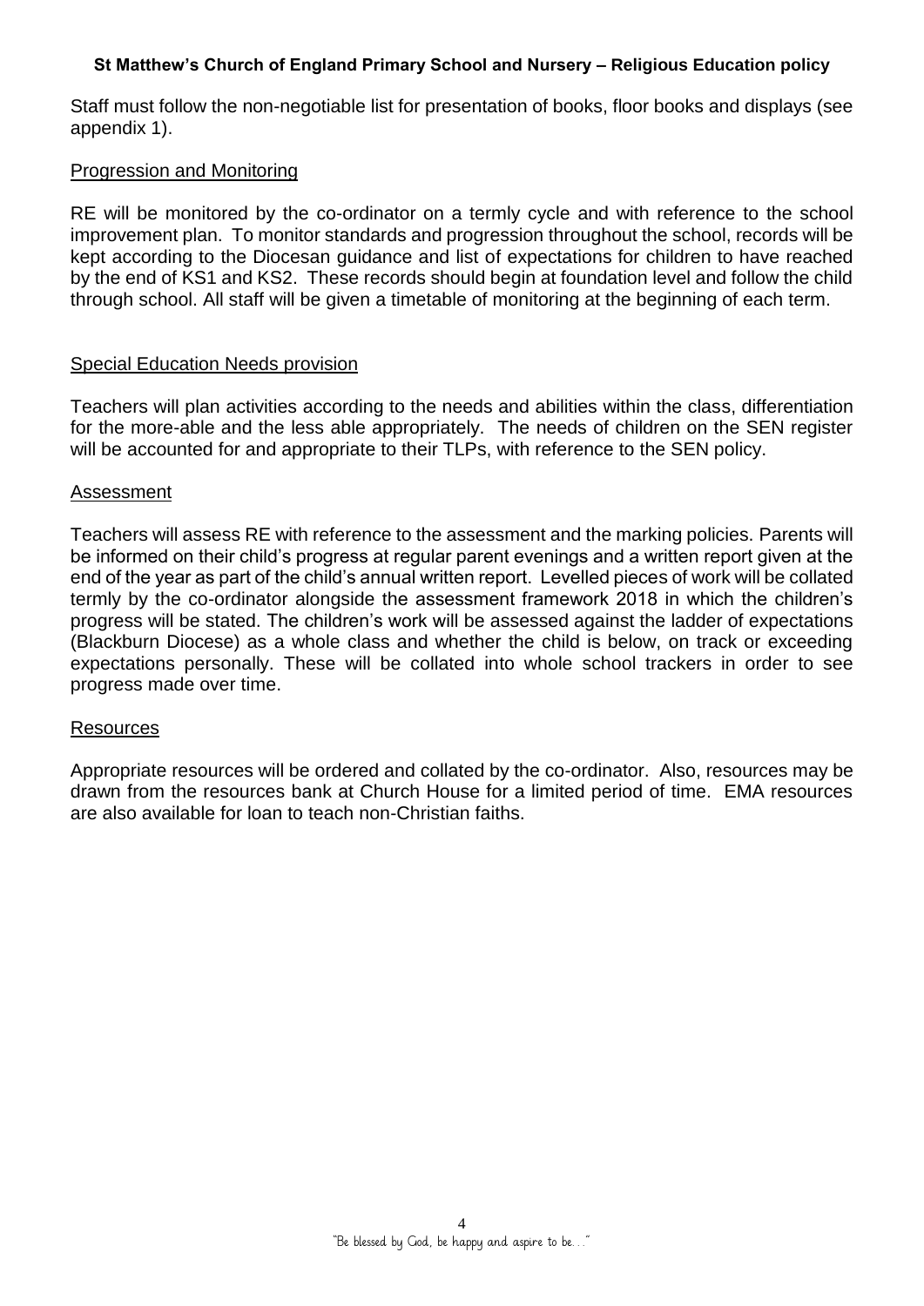Staff must follow the non-negotiable list for presentation of books, floor books and displays (see appendix 1).

## Progression and Monitoring

RE will be monitored by the co-ordinator on a termly cycle and with reference to the school improvement plan. To monitor standards and progression throughout the school, records will be kept according to the Diocesan guidance and list of expectations for children to have reached by the end of KS1 and KS2. These records should begin at foundation level and follow the child through school. All staff will be given a timetable of monitoring at the beginning of each term.

## Special Education Needs provision

Teachers will plan activities according to the needs and abilities within the class, differentiation for the more-able and the less able appropriately. The needs of children on the SEN register will be accounted for and appropriate to their TLPs, with reference to the SEN policy.

## Assessment

Teachers will assess RE with reference to the assessment and the marking policies. Parents will be informed on their child's progress at regular parent evenings and a written report given at the end of the year as part of the child's annual written report. Levelled pieces of work will be collated termly by the co-ordinator alongside the assessment framework 2018 in which the children's progress will be stated. The children's work will be assessed against the ladder of expectations (Blackburn Diocese) as a whole class and whether the child is below, on track or exceeding expectations personally. These will be collated into whole school trackers in order to see progress made over time.

## Resources

Appropriate resources will be ordered and collated by the co-ordinator. Also, resources may be drawn from the resources bank at Church House for a limited period of time. EMA resources are also available for loan to teach non-Christian faiths.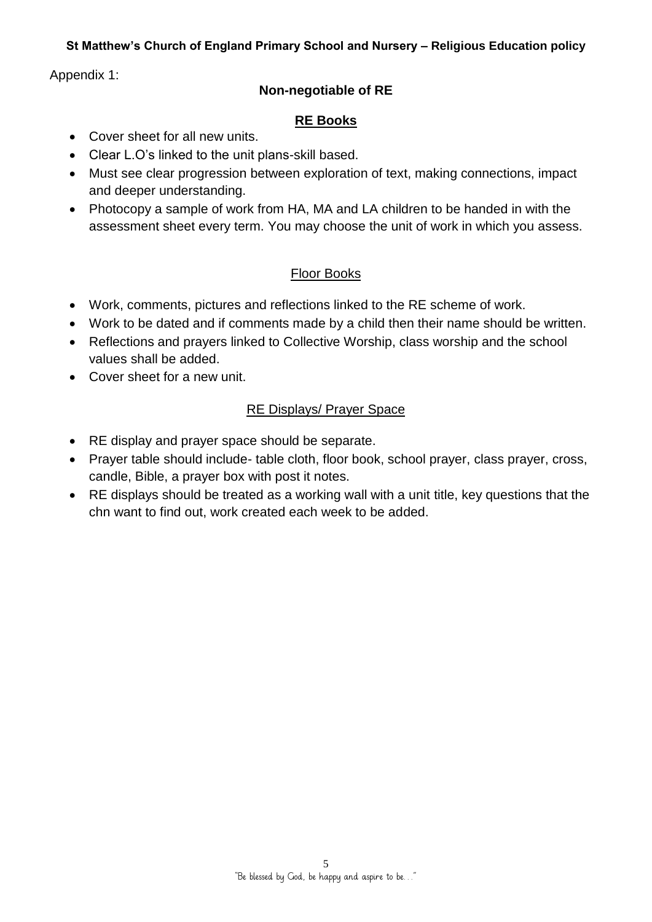Appendix 1:

## Non-negotiable of RE

### RE Books

- Cover sheet for all new units.
- Clear L.O's linked to the unit plans-skill based.
- Must see clear progression between exploration of text, making connections, impact and deeper understanding.
- Photocopy a sample of work from HA, MA and LA children to be handed in with the assessment sheet every term. You may choose the unit of work in which you assess.

### Floor Books

- Work, comments, pictures and reflections linked to the RE scheme of work.
- Work to be dated and if comments made by a child then their name should be written.
- Reflections and prayers linked to Collective Worship, class worship and the school values shall be added.
- Cover sheet for a new unit.

### RE Displays/ Prayer Space

- RE display and prayer space should be separate.
- Prayer table should include- table cloth, floor book, school prayer, class prayer, cross, candle, Bible, a prayer box with post it notes.
- RE displays should be treated as a working wall with a unit title, key questions that the chn want to find out, work created each week to be added.